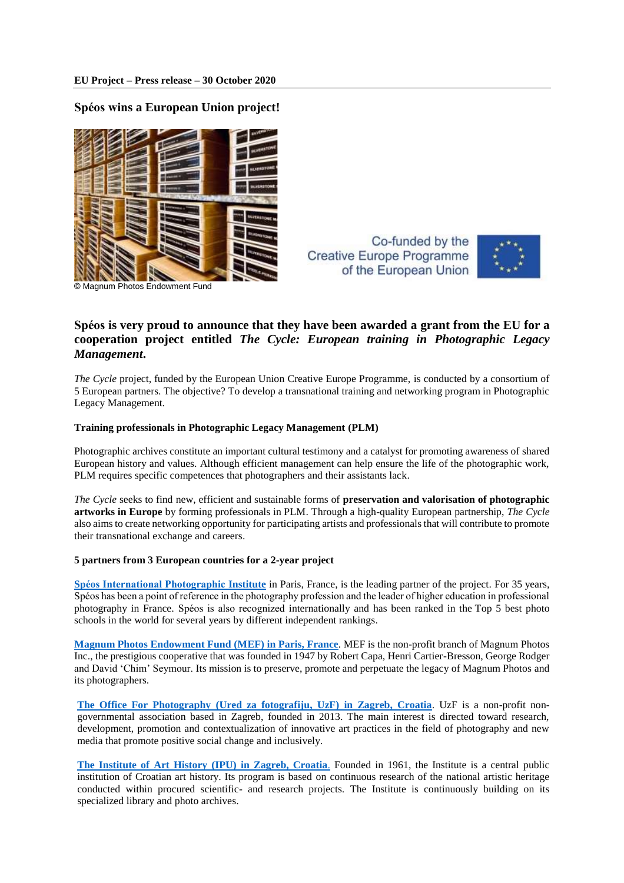**EU Project – Press release – 30 October 2020**

## Spéos wins a European Union project!

© Magnum Photos Endowment Fund

Co-funded by the Creative Europe Programme of the European Union

### Spéos is very proud to announce that they have been awarded a grant from the EU for a cooperation project entitled *The Cycle: European training in Photographic Legacy Management*.

*The Cycle* project, funded by the European Union Creative Europe Programme, is conducted by a consortium of 5 European partners. The objective? To develop a transnational training and networking program in Photographic Legacy Management.

**Training professionals in Photographic Legacy Management (PLM)**

Photographic archives constitute an important cultural testimony and a catalyst for promoting awareness of shared European history and values. Although efficient management can help ensure the life of the photographic work, PLM requires specific competences that photographers and their assistants lack.

*The Cycle* seeks to find new, efficient and sustainable forms of **preservation and valorisation of photographic artworks in Europe** by forming professionals in PLM. Through a high-quality European partnership, *The Cycle* also aims to create networking opportunity for participating artists and professionals that will contribute to promote their transnational exchange and careers.

**5 partners from 3 European countries for a 2-year project**

**Spéos International Photographic Institute** in Paris, France, is the leading partner of the project. For 35 years, Spéos has been a point of reference in the photography profession and the leader of higher education in professional photography in France. Spéos is also recognized internationally and has been ranked in the Top 5 best photo schools in the world for several years by different independent rankings.

**Magnum Photos Endowment Fund (MEF) in Paris, France**. MEF is the non-profit branch of Magnum Photos Inc., the prestigious cooperative that was founded in 1947 by Robert Capa, Henri Cartier-Bresson, George Rodger and David 'Chim' Seymour. Its mission is to preserve, promote and perpetuate the legacy of Magnum Photos and its photographers.

**The Office For Photography (Ured za fotografiju, UzF) in Zagreb, Croatia**. UzF is a non-profit non-governmental association based in Zagreb, founded in 2013. The main interest is directed toward research, development, promotion and contextualization of innovative art practices in the field of photography and new media that promote positive social change and inclusively.

**The Institute of Art History (IPU) in Zagreb, Croatia**. Founded in 1961, the Institute is a central public institution of Croatian art history. Its program is based on continuous research of the national artistic heritage conducted within procured scientific- and research projects. The Institute is continuously building on its specialized library and photo archives.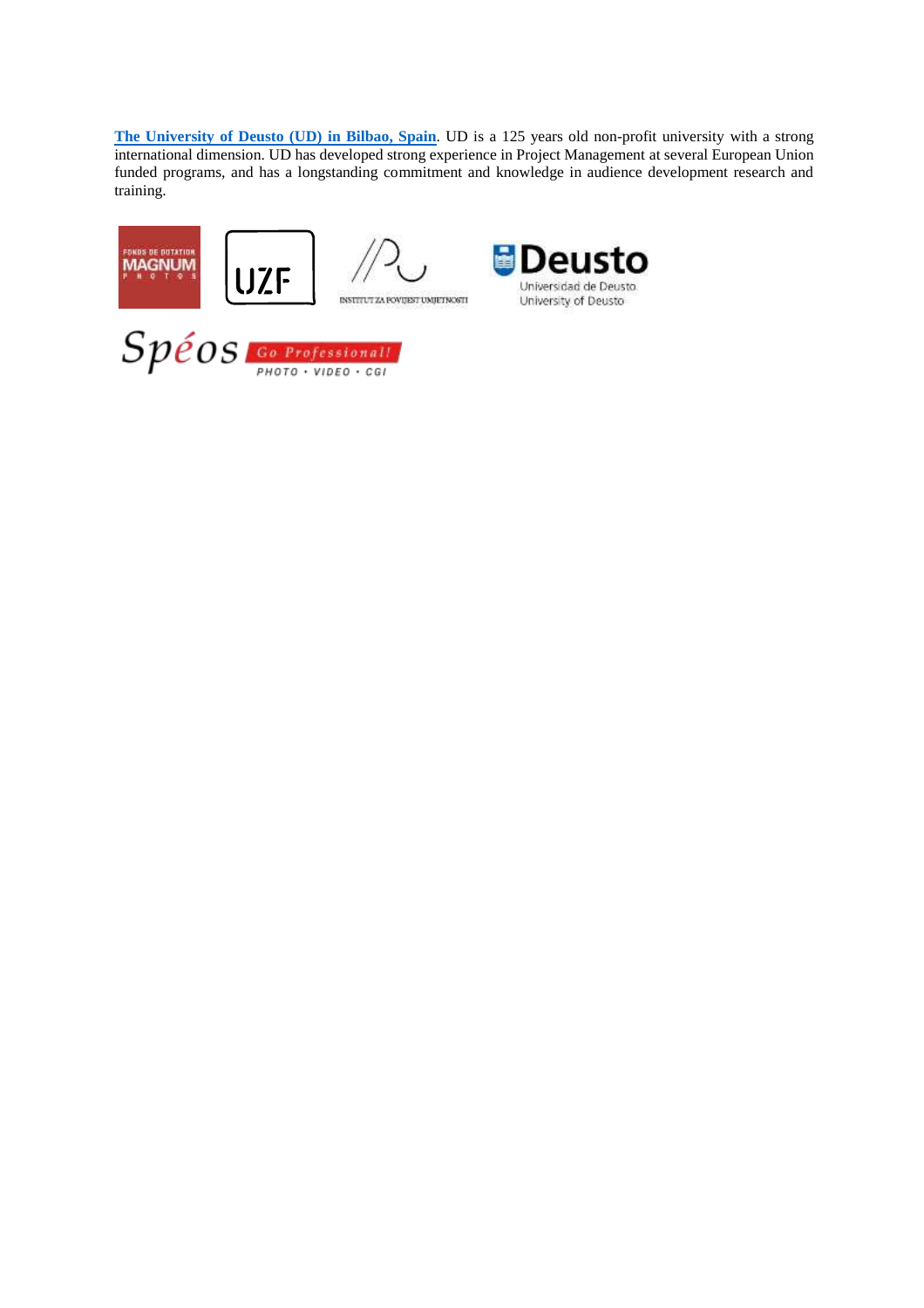**The University of Deusto (UD) in Bilbao, Spain**. UD is a 125 years old non-profit university with a strong international dimension. UD has developed strong experience in Project Management at several European Union funded programs, and has a longstanding commitment and knowledge in audience development research and training.